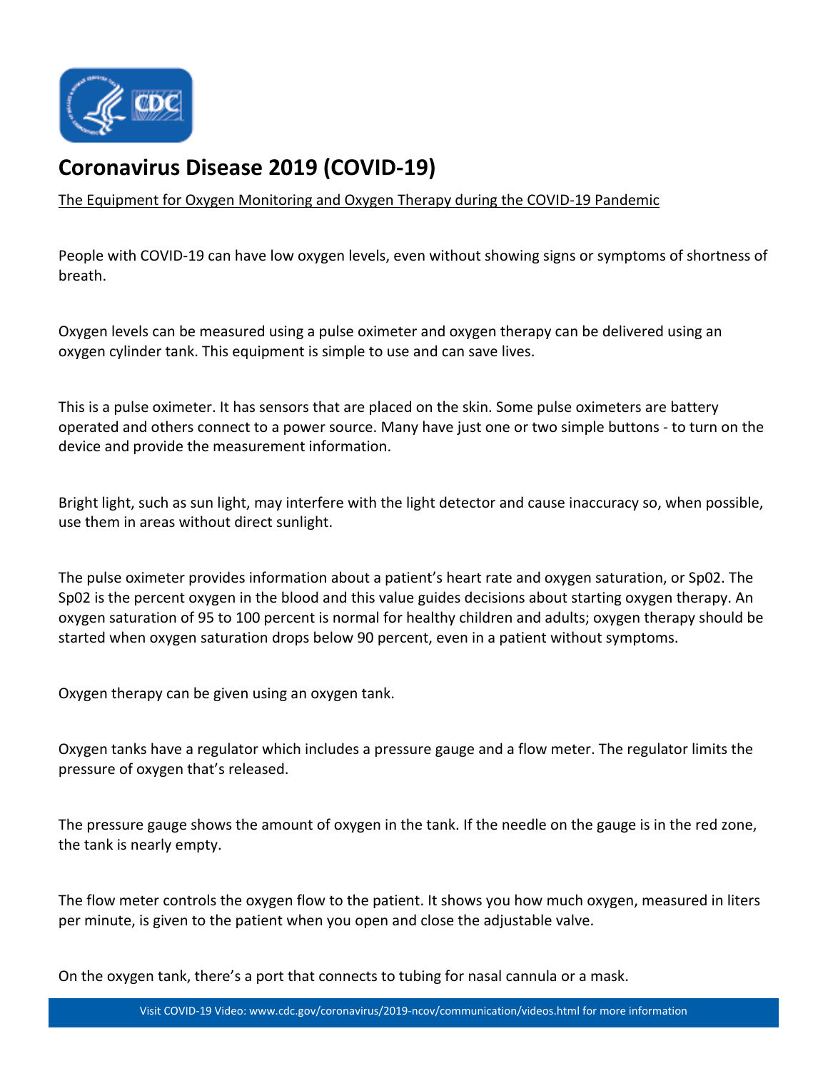# Coronavirus Disease 2019 (COVID-19)

The Equipment for Oxygen Monitoring and Oxygen Therapy during the COVID-19 Pandemic

People with COVID-19 can have low oxygen levels, even without showing signs or symptoms of shortness of breath.

Oxygen levels can be measured using a pulse oximeter and oxygen therapy can be delivered using an oxygen cylinder tank. This equipment is simple to use and can save lives.

This is a pulse oximeter. It has sensors that are placed on the skin. Some pulse oximeters are battery operated and others connect to a power source. Many have just one or two simple buttons - to turn on the device and provide the measurement information.

Bright light, such as sun light, may interfere with the light detector and cause inaccuracy so, when possible, use them in areas without direct sunlight.

The pulse oximeter provides information about a patient's heart rate and oxygen saturation, or Sp02. The Sp02 is the percent oxygen in the blood and this value guides decisions about starting oxygen therapy. An oxygen saturation of 95 to 100 percent is normal for healthy children and adults; oxygen therapy should be started when oxygen saturation drops below 90 percent, even in a patient without symptoms.

Oxygen therapy can be given using an oxygen tank.

Oxygen tanks have a regulator which includes a pressure gauge and a flow meter. The regulator limits the pressure of oxygen that's released.

The pressure gauge shows the amount of oxygen in the tank. If the needle on the gauge is in the red zone, the tank is nearly empty.

The flow meter controls the oxygen flow to the patient. It shows you how much oxygen, measured in liters per minute, is given to the patient when you open and close the adjustable valve.

On the oxygen tank, there's a port that connects to tubing for nasal cannula or a mask.

Visit COVID-19 Video: www.cdc.gov/coronavirus/2019-ncov/communication/videos.html for more information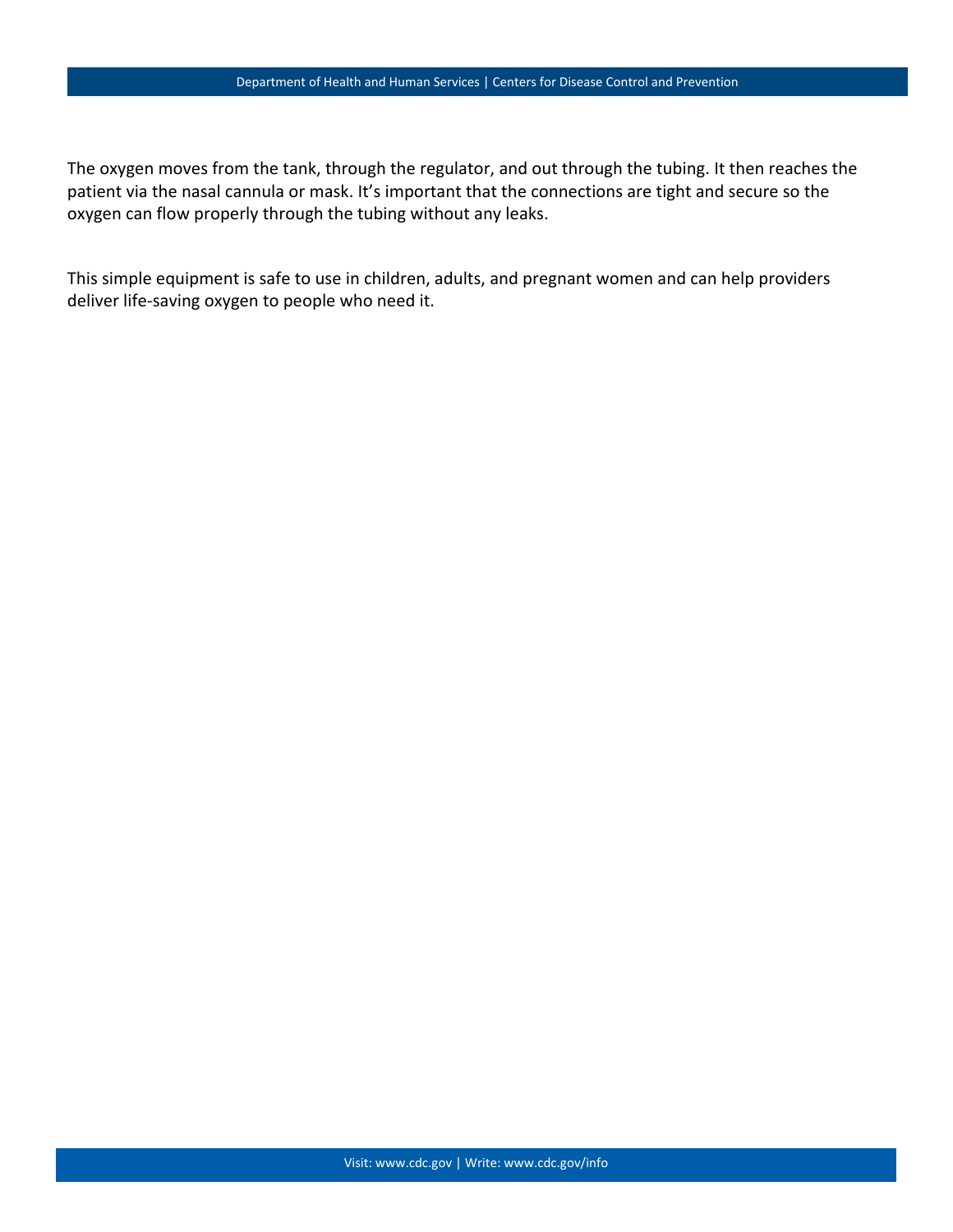The oxygen moves from the tank, through the regulator, and out through the tubing. It then reaches the patient via the nasal cannula or mask. It's important that the connections are tight and secure so the oxygen can flow properly through the tubing without any leaks.

This simple equipment is safe to use in children, adults, and pregnant women and can help providers deliver life-saving oxygen to people who need it.